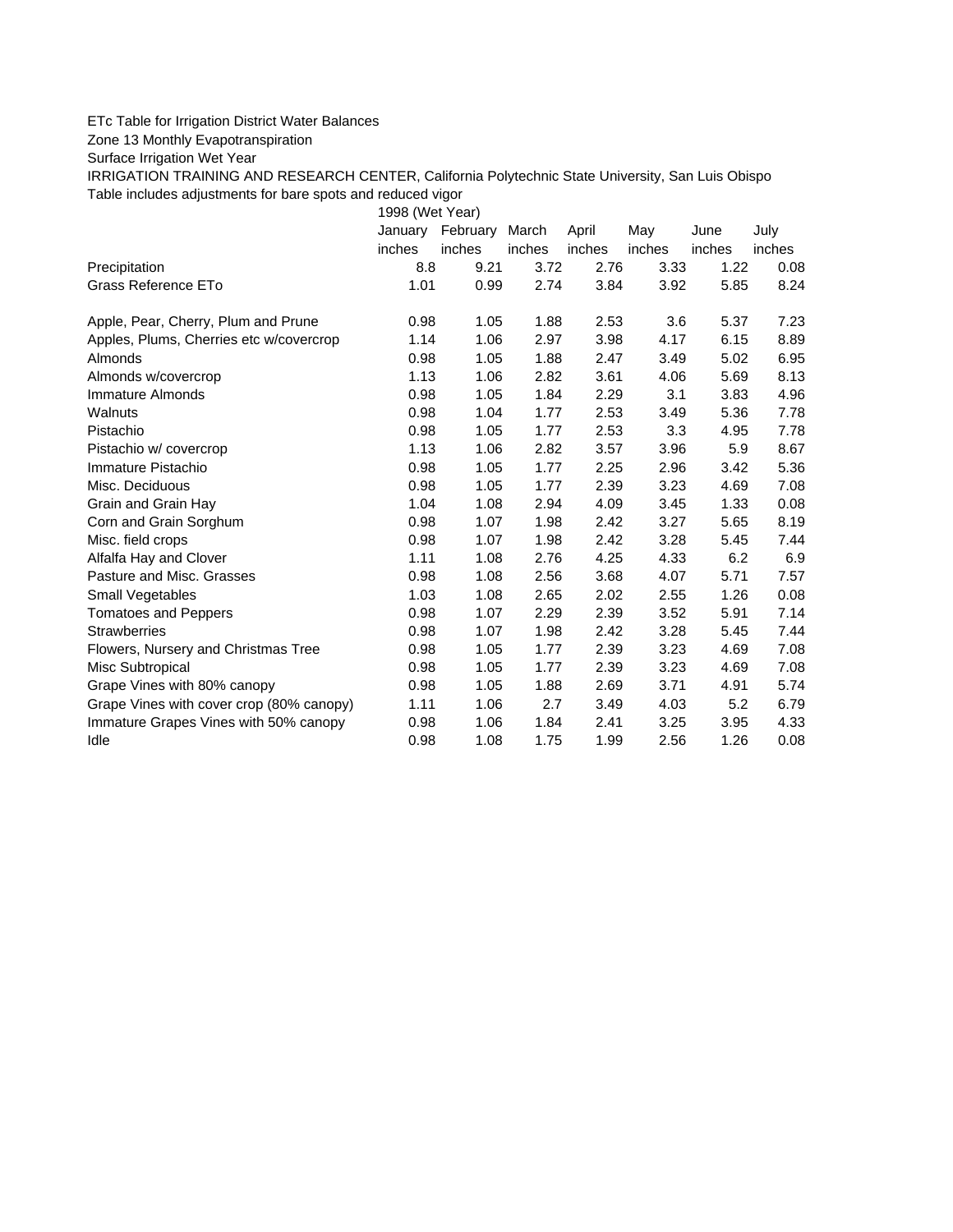ETc Table for Irrigation District Water Balances

Zone 13 Monthly Evapotranspiration

Surface Irrigation Wet Year

IRRIGATION TRAINING AND RESEARCH CENTER, California Polytechnic State University, San Luis Obispo

Table includes adjustments for bare spots and reduced vigor

| | 1998 (Wet Year) | | | | | | |
|---|---|---|---|---|---|---|---|
| | January | February | March | April | May | June | July |
| | inches | inches | inches | inches | inches | inches | inches |
| Precipitation | 8.8 | 9.21 | 3.72 | 2.76 | 3.33 | 1.22 | 0.08 |
| Grass Reference ETo | 1.01 | 0.99 | 2.74 | 3.84 | 3.92 | 5.85 | 8.24 |
| | | | | | | | |
| Apple, Pear, Cherry, Plum and Prune | 0.98 | 1.05 | 1.88 | 2.53 | 3.6 | 5.37 | 7.23 |
| Apples, Plums, Cherries etc w/covercrop | 1.14 | 1.06 | 2.97 | 3.98 | 4.17 | 6.15 | 8.89 |
| Almonds | 0.98 | 1.05 | 1.88 | 2.47 | 3.49 | 5.02 | 6.95 |
| Almonds w/covercrop | 1.13 | 1.06 | 2.82 | 3.61 | 4.06 | 5.69 | 8.13 |
| Immature Almonds | 0.98 | 1.05 | 1.84 | 2.29 | 3.1 | 3.83 | 4.96 |
| Walnuts | 0.98 | 1.04 | 1.77 | 2.53 | 3.49 | 5.36 | 7.78 |
| Pistachio | 0.98 | 1.05 | 1.77 | 2.53 | 3.3 | 4.95 | 7.78 |
| Pistachio w/ covercrop | 1.13 | 1.06 | 2.82 | 3.57 | 3.96 | 5.9 | 8.67 |
| Immature Pistachio | 0.98 | 1.05 | 1.77 | 2.25 | 2.96 | 3.42 | 5.36 |
| Misc. Deciduous | 0.98 | 1.05 | 1.77 | 2.39 | 3.23 | 4.69 | 7.08 |
| Grain and Grain Hay | 1.04 | 1.08 | 2.94 | 4.09 | 3.45 | 1.33 | 0.08 |
| Corn and Grain Sorghum | 0.98 | 1.07 | 1.98 | 2.42 | 3.27 | 5.65 | 8.19 |
| Misc. field crops | 0.98 | 1.07 | 1.98 | 2.42 | 3.28 | 5.45 | 7.44 |
| Alfalfa Hay and Clover | 1.11 | 1.08 | 2.76 | 4.25 | 4.33 | 6.2 | 6.9 |
| Pasture and Misc. Grasses | 0.98 | 1.08 | 2.56 | 3.68 | 4.07 | 5.71 | 7.57 |
| Small Vegetables | 1.03 | 1.08 | 2.65 | 2.02 | 2.55 | 1.26 | 0.08 |
| Tomatoes and Peppers | 0.98 | 1.07 | 2.29 | 2.39 | 3.52 | 5.91 | 7.14 |
| Strawberries | 0.98 | 1.07 | 1.98 | 2.42 | 3.28 | 5.45 | 7.44 |
| Flowers, Nursery and Christmas Tree | 0.98 | 1.05 | 1.77 | 2.39 | 3.23 | 4.69 | 7.08 |
| Misc Subtropical | 0.98 | 1.05 | 1.77 | 2.39 | 3.23 | 4.69 | 7.08 |
| Grape Vines with 80% canopy | 0.98 | 1.05 | 1.88 | 2.69 | 3.71 | 4.91 | 5.74 |
| Grape Vines with cover crop (80% canopy) | 1.11 | 1.06 | 2.7 | 3.49 | 4.03 | 5.2 | 6.79 |
| Immature Grapes Vines with 50% canopy | 0.98 | 1.06 | 1.84 | 2.41 | 3.25 | 3.95 | 4.33 |
| Idle | 0.98 | 1.08 | 1.75 | 1.99 | 2.56 | 1.26 | 0.08 |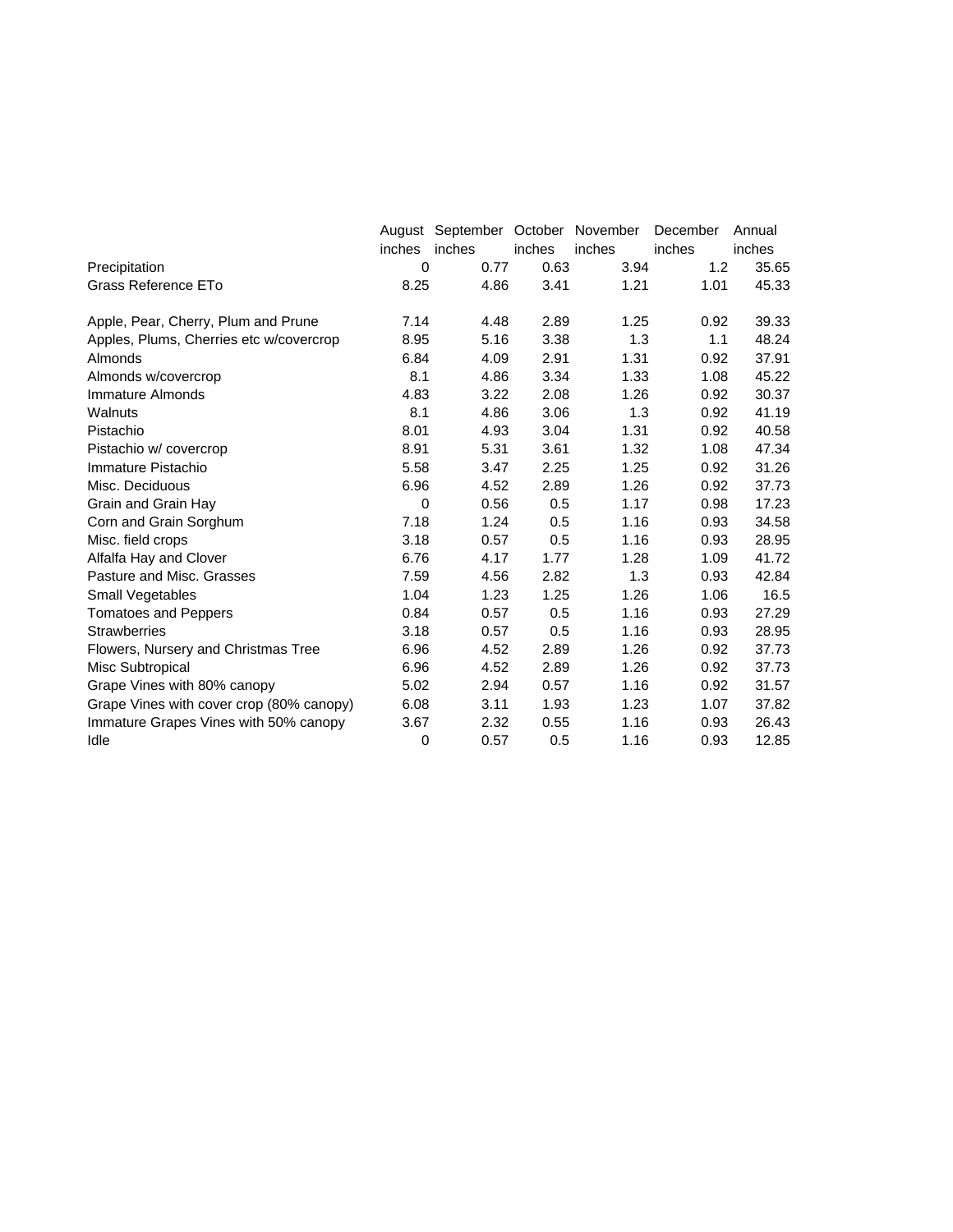| | August inches | September inches | October inches | November inches | December inches | Annual inches |
|---|---|---|---|---|---|---|
| Precipitation | 0 | 0.77 | 0.63 | 3.94 | 1.2 | 35.65 |
| Grass Reference ETo | 8.25 | 4.86 | 3.41 | 1.21 | 1.01 | 45.33 |
| | | | | | | |
| Apple, Pear, Cherry, Plum and Prune | 7.14 | 4.48 | 2.89 | 1.25 | 0.92 | 39.33 |
| Apples, Plums, Cherries etc w/covercrop | 8.95 | 5.16 | 3.38 | 1.3 | 1.1 | 48.24 |
| Almonds | 6.84 | 4.09 | 2.91 | 1.31 | 0.92 | 37.91 |
| Almonds w/covercrop | 8.1 | 4.86 | 3.34 | 1.33 | 1.08 | 45.22 |
| Immature Almonds | 4.83 | 3.22 | 2.08 | 1.26 | 0.92 | 30.37 |
| Walnuts | 8.1 | 4.86 | 3.06 | 1.3 | 0.92 | 41.19 |
| Pistachio | 8.01 | 4.93 | 3.04 | 1.31 | 0.92 | 40.58 |
| Pistachio w/ covercrop | 8.91 | 5.31 | 3.61 | 1.32 | 1.08 | 47.34 |
| Immature Pistachio | 5.58 | 3.47 | 2.25 | 1.25 | 0.92 | 31.26 |
| Misc. Deciduous | 6.96 | 4.52 | 2.89 | 1.26 | 0.92 | 37.73 |
| Grain and Grain Hay | 0 | 0.56 | 0.5 | 1.17 | 0.98 | 17.23 |
| Corn and Grain Sorghum | 7.18 | 1.24 | 0.5 | 1.16 | 0.93 | 34.58 |
| Misc. field crops | 3.18 | 0.57 | 0.5 | 1.16 | 0.93 | 28.95 |
| Alfalfa Hay and Clover | 6.76 | 4.17 | 1.77 | 1.28 | 1.09 | 41.72 |
| Pasture and Misc. Grasses | 7.59 | 4.56 | 2.82 | 1.3 | 0.93 | 42.84 |
| Small Vegetables | 1.04 | 1.23 | 1.25 | 1.26 | 1.06 | 16.5 |
| Tomatoes and Peppers | 0.84 | 0.57 | 0.5 | 1.16 | 0.93 | 27.29 |
| Strawberries | 3.18 | 0.57 | 0.5 | 1.16 | 0.93 | 28.95 |
| Flowers, Nursery and Christmas Tree | 6.96 | 4.52 | 2.89 | 1.26 | 0.92 | 37.73 |
| Misc Subtropical | 6.96 | 4.52 | 2.89 | 1.26 | 0.92 | 37.73 |
| Grape Vines with 80% canopy | 5.02 | 2.94 | 0.57 | 1.16 | 0.92 | 31.57 |
| Grape Vines with cover crop (80% canopy) | 6.08 | 3.11 | 1.93 | 1.23 | 1.07 | 37.82 |
| Immature Grapes Vines with 50% canopy | 3.67 | 2.32 | 0.55 | 1.16 | 0.93 | 26.43 |
| Idle | 0 | 0.57 | 0.5 | 1.16 | 0.93 | 12.85 |